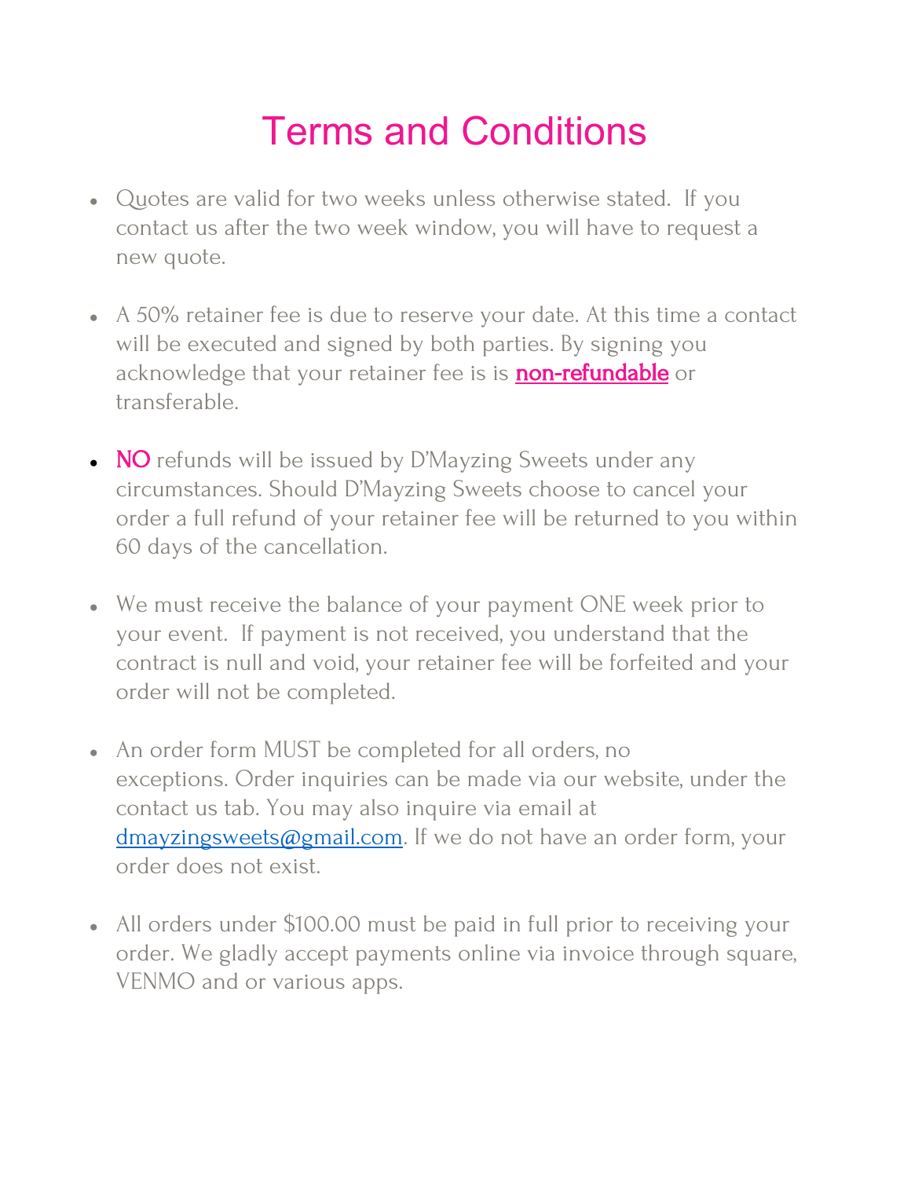# Terms and Conditions

- Quotes are valid for two weeks unless otherwise stated. If you contact us after the two week window, you will have to request a new quote.

- A 50% retainer fee is due to reserve your date. At this time a contact will be executed and signed by both parties. By signing you acknowledge that your retainer fee is is **non-refundable** or transferable.

- **NO** refunds will be issued by D'Mayzing Sweets under any circumstances. Should D'Mayzing Sweets choose to cancel your order a full refund of your retainer fee will be returned to you within 60 days of the cancellation.

- We must receive the balance of your payment ONE week prior to your event. If payment is not received, you understand that the contract is null and void, your retainer fee will be forfeited and your order will not be completed.

- An order form MUST be completed for all orders, no exceptions. Order inquiries can be made via our website, under the contact us tab. You may also inquire via email at dmayzingsweets@gmail.com. If we do not have an order form, your order does not exist.

- All orders under $100.00 must be paid in full prior to receiving your order. We gladly accept payments online via invoice through square, VENMO and or various apps.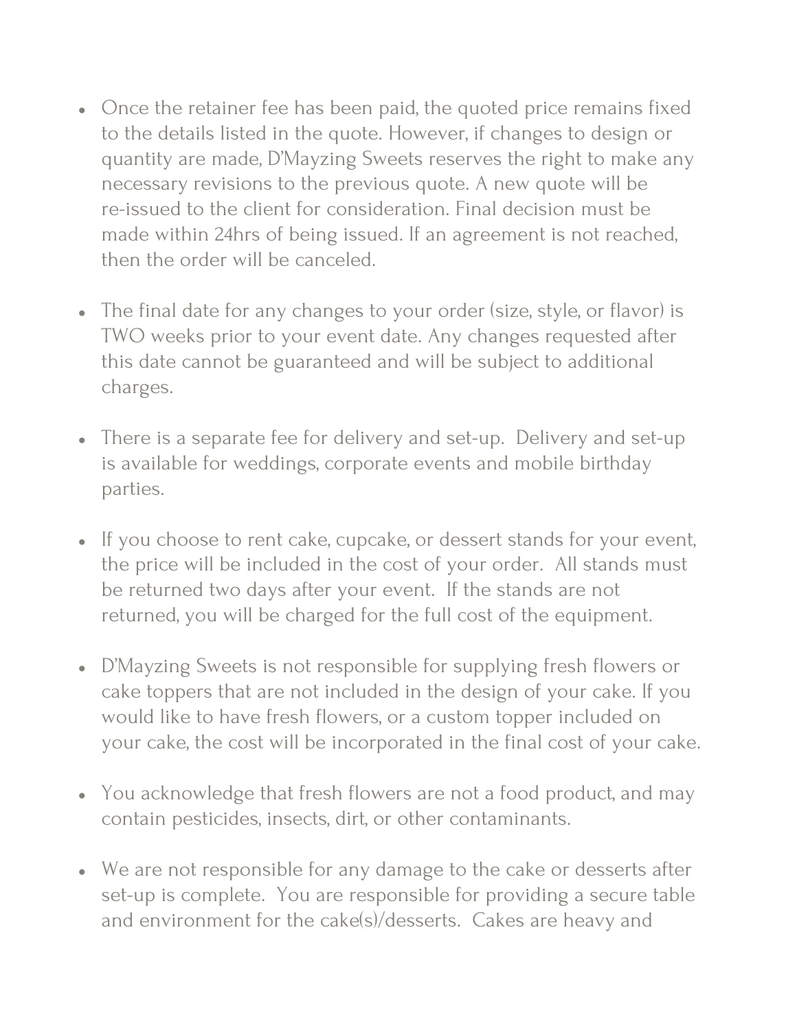- Once the retainer fee has been paid, the quoted price remains fixed to the details listed in the quote. However, if changes to design or quantity are made, D'Mayzing Sweets reserves the right to make any necessary revisions to the previous quote. A new quote will be re-issued to the client for consideration. Final decision must be made within 24hrs of being issued. If an agreement is not reached, then the order will be canceled.

- The final date for any changes to your order (size, style, or flavor) is TWO weeks prior to your event date. Any changes requested after this date cannot be guaranteed and will be subject to additional charges.

- There is a separate fee for delivery and set-up. Delivery and set-up is available for weddings, corporate events and mobile birthday parties.

- If you choose to rent cake, cupcake, or dessert stands for your event, the price will be included in the cost of your order. All stands must be returned two days after your event. If the stands are not returned, you will be charged for the full cost of the equipment.

- D'Mayzing Sweets is not responsible for supplying fresh flowers or cake toppers that are not included in the design of your cake. If you would like to have fresh flowers, or a custom topper included on your cake, the cost will be incorporated in the final cost of your cake.

- You acknowledge that fresh flowers are not a food product, and may contain pesticides, insects, dirt, or other contaminants.

- We are not responsible for any damage to the cake or desserts after set-up is complete. You are responsible for providing a secure table and environment for the cake(s)/desserts. Cakes are heavy and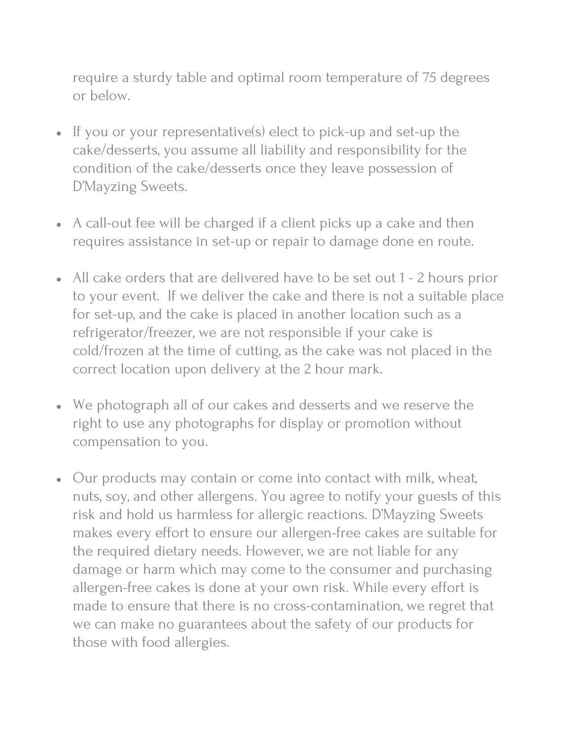require a sturdy table and optimal room temperature of 75 degrees or below.

- If you or your representative(s) elect to pick-up and set-up the cake/desserts, you assume all liability and responsibility for the condition of the cake/desserts once they leave possession of D'Mayzing Sweets.

- A call-out fee will be charged if a client picks up a cake and then requires assistance in set-up or repair to damage done en route.

- All cake orders that are delivered have to be set out 1 - 2 hours prior to your event. If we deliver the cake and there is not a suitable place for set-up, and the cake is placed in another location such as a refrigerator/freezer, we are not responsible if your cake is cold/frozen at the time of cutting, as the cake was not placed in the correct location upon delivery at the 2 hour mark.

- We photograph all of our cakes and desserts and we reserve the right to use any photographs for display or promotion without compensation to you.

- Our products may contain or come into contact with milk, wheat, nuts, soy, and other allergens. You agree to notify your guests of this risk and hold us harmless for allergic reactions. D'Mayzing Sweets makes every effort to ensure our allergen-free cakes are suitable for the required dietary needs. However, we are not liable for any damage or harm which may come to the consumer and purchasing allergen-free cakes is done at your own risk. While every effort is made to ensure that there is no cross-contamination, we regret that we can make no guarantees about the safety of our products for those with food allergies.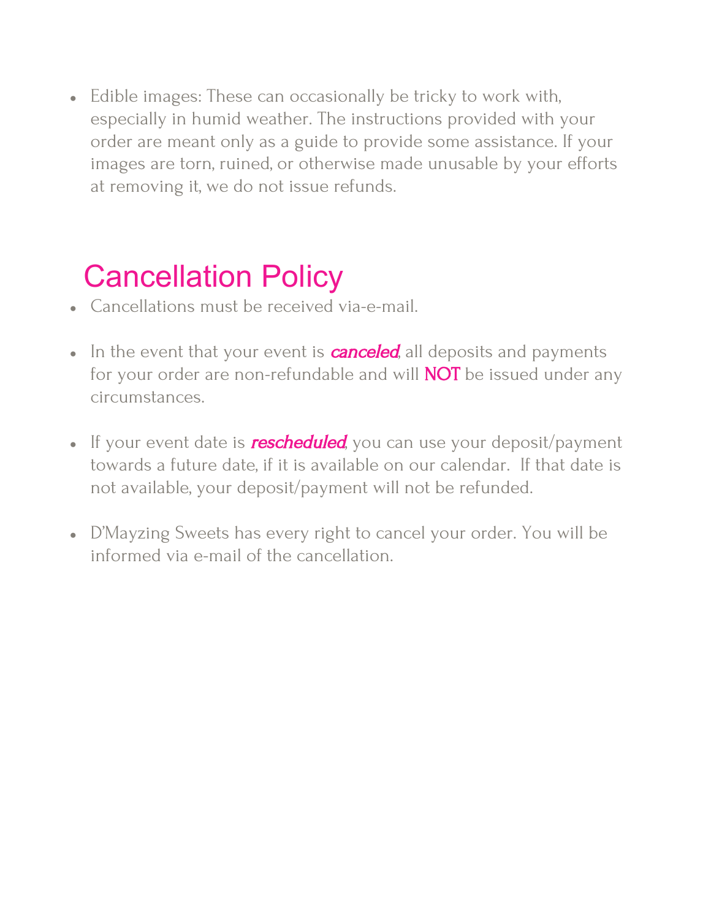- Edible images: These can occasionally be tricky to work with, especially in humid weather. The instructions provided with your order are meant only as a guide to provide some assistance. If your images are torn, ruined, or otherwise made unusable by your efforts at removing it, we do not issue refunds.

## Cancellation Policy

- Cancellations must be received via-e-mail.

- In the event that your event is ***canceled***, all deposits and payments for your order are non-refundable and will NOT be issued under any circumstances.

- If your event date is ***rescheduled***, you can use your deposit/payment towards a future date, if it is available on our calendar.  If that date is not available, your deposit/payment will not be refunded.

- D'Mayzing Sweets has every right to cancel your order. You will be informed via e-mail of the cancellation.